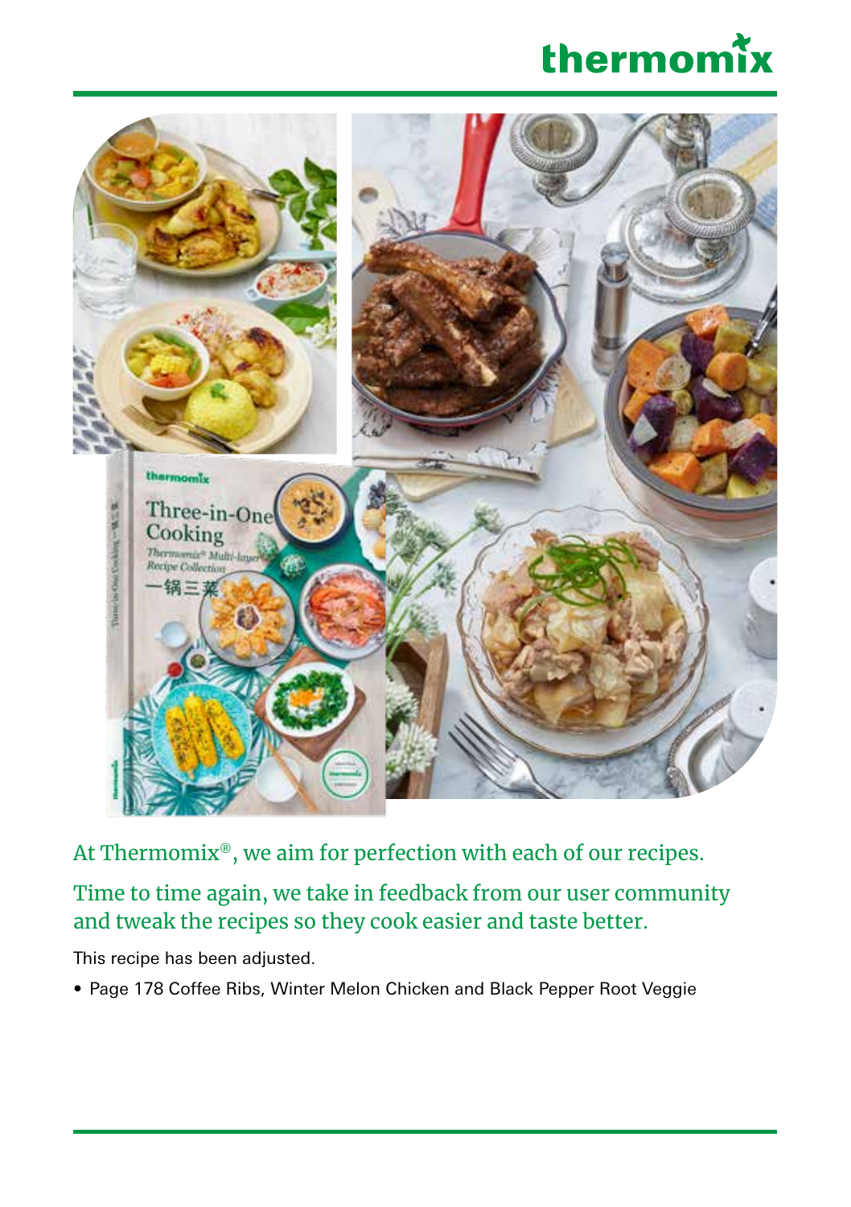thermomix

At Thermomix®, we aim for perfection with each of our recipes.

Time to time again, we take in feedback from our user community and tweak the recipes so they cook easier and taste better.

This recipe has been adjusted.

- Page 178 Coffee Ribs, Winter Melon Chicken and Black Pepper Root Veggie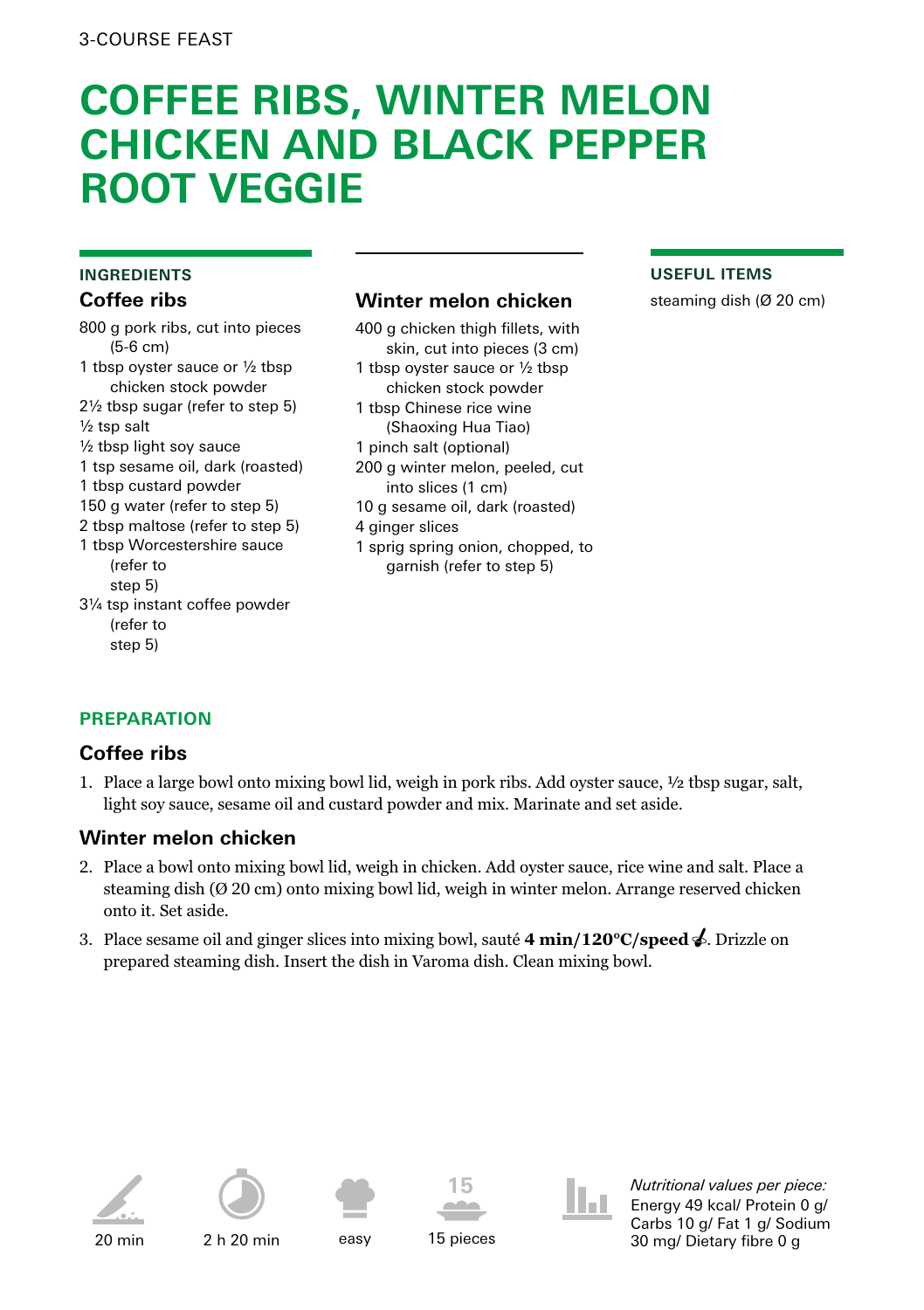3-COURSE FEAST

# COFFEE RIBS, WINTER MELON CHICKEN AND BLACK PEPPER ROOT VEGGIE

## INGREDIENTS

### Coffee ribs

- 800 g pork ribs, cut into pieces (5-6 cm)
- 1 tbsp oyster sauce or ½ tbsp chicken stock powder
- 2½ tbsp sugar (refer to step 5)
- ½ tsp salt
- ½ tbsp light soy sauce
- 1 tsp sesame oil, dark (roasted)
- 1 tbsp custard powder
- 150 g water (refer to step 5)
- 2 tbsp maltose (refer to step 5)
- 1 tbsp Worcestershire sauce (refer to step 5)
- 3¼ tsp instant coffee powder (refer to step 5)

### Winter melon chicken

- 400 g chicken thigh fillets, with skin, cut into pieces (3 cm)
- 1 tbsp oyster sauce or ½ tbsp chicken stock powder
- 1 tbsp Chinese rice wine (Shaoxing Hua Tiao)
- 1 pinch salt (optional)
- 200 g winter melon, peeled, cut into slices (1 cm)
- 10 g sesame oil, dark (roasted)
- 4 ginger slices
- 1 sprig spring onion, chopped, to garnish (refer to step 5)

## USEFUL ITEMS

steaming dish (Ø 20 cm)

## PREPARATION

### Coffee ribs

1. Place a large bowl onto mixing bowl lid, weigh in pork ribs. Add oyster sauce, ½ tbsp sugar, salt, light soy sauce, sesame oil and custard powder and mix. Marinate and set aside.

### Winter melon chicken

2. Place a bowl onto mixing bowl lid, weigh in chicken. Add oyster sauce, rice wine and salt. Place a steaming dish (Ø 20 cm) onto mixing bowl lid, weigh in winter melon. Arrange reserved chicken onto it. Set aside.
3. Place sesame oil and ginger slices into mixing bowl, sauté **4 min/120°C/speed** (stir). Drizzle on prepared steaming dish. Insert the dish in Varoma dish. Clean mixing bowl.

20 min | 2 h 20 min | easy | 15 pieces

*Nutritional values per piece:*
Energy 49 kcal/ Protein 0 g/ Carbs 10 g/ Fat 1 g/ Sodium 30 mg/ Dietary fibre 0 g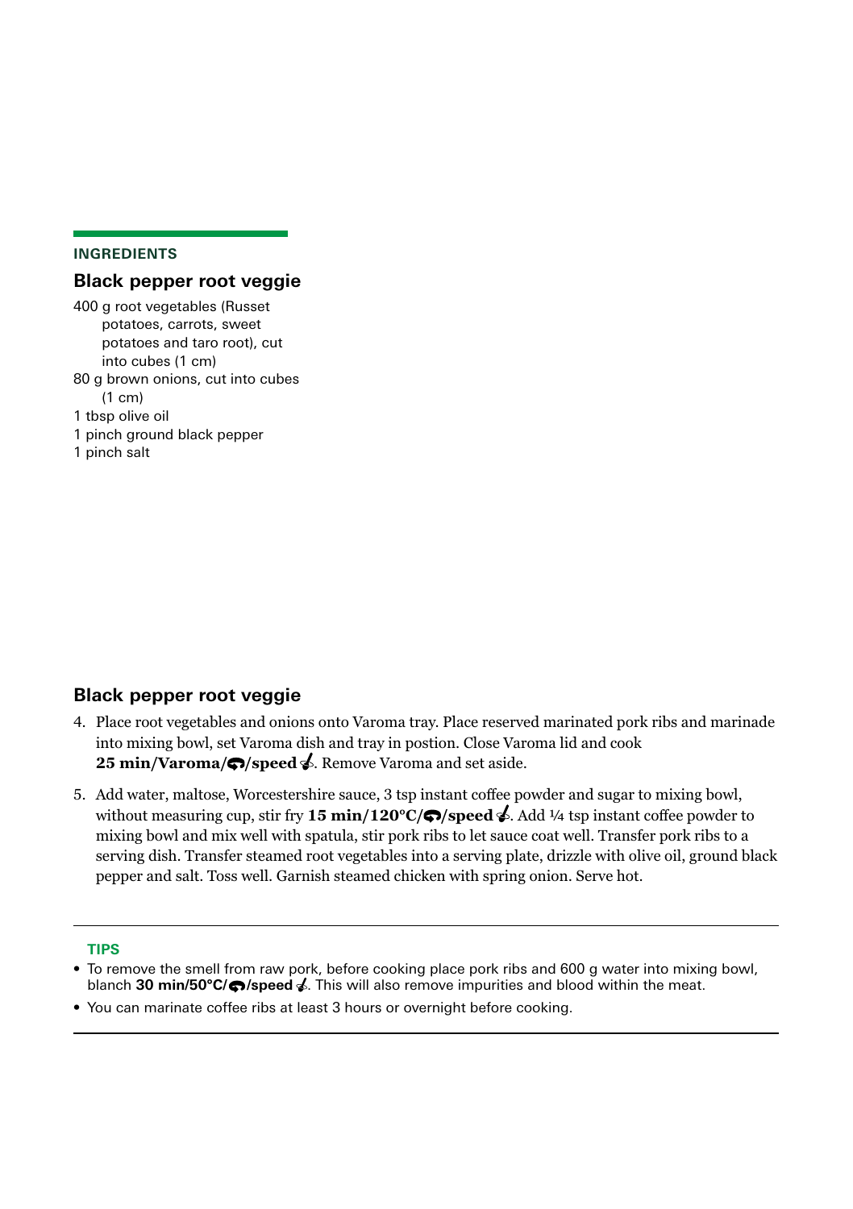## INGREDIENTS

### Black pepper root veggie

400 g root vegetables (Russet potatoes, carrots, sweet potatoes and taro root), cut into cubes (1 cm)
80 g brown onions, cut into cubes (1 cm)
1 tbsp olive oil
1 pinch ground black pepper
1 pinch salt

### Black pepper root veggie

4. Place root vegetables and onions onto Varoma tray. Place reserved marinated pork ribs and marinade into mixing bowl, set Varoma dish and tray in postion. Close Varoma lid and cook **25 min/Varoma/⟲/speed 🥄**. Remove Varoma and set aside.

5. Add water, maltose, Worcestershire sauce, 3 tsp instant coffee powder and sugar to mixing bowl, without measuring cup, stir fry **15 min/120°C/⟲/speed 🥄**. Add ¼ tsp instant coffee powder to mixing bowl and mix well with spatula, stir pork ribs to let sauce coat well. Transfer pork ribs to a serving dish. Transfer steamed root vegetables into a serving plate, drizzle with olive oil, ground black pepper and salt. Toss well. Garnish steamed chicken with spring onion. Serve hot.

---

**TIPS**

- To remove the smell from raw pork, before cooking place pork ribs and 600 g water into mixing bowl, blanch **30 min/50°C/⟲/speed 🥄**. This will also remove impurities and blood within the meat.
- You can marinate coffee ribs at least 3 hours or overnight before cooking.

---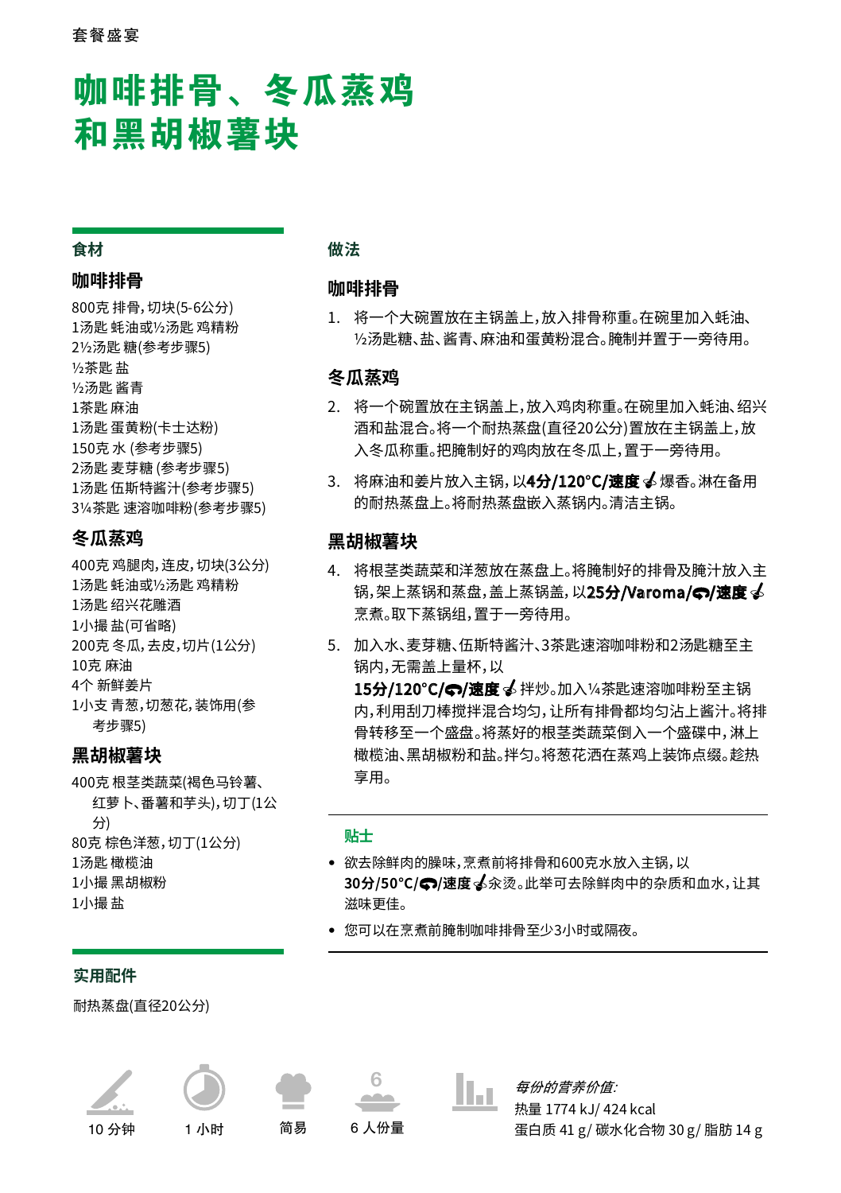套餐盛宴

# 咖啡排骨、冬瓜蒸鸡和黑胡椒薯块

## 食材

### 咖啡排骨

800克 排骨，切块(5-6公分)
1汤匙 蚝油或½汤匙 鸡精粉
2½汤匙 糖(参考步骤5)
½茶匙 盐
½汤匙 酱青
1茶匙 麻油
1汤匙 蛋黄粉(卡士达粉)
150克 水 (参考步骤5)
2汤匙 麦芽糖 (参考步骤5)
1汤匙 伍斯特酱汁(参考步骤5)
3¼茶匙 速溶咖啡粉(参考步骤5)

### 冬瓜蒸鸡

400克 鸡腿肉，连皮，切块(3公分)
1汤匙 蚝油或½汤匙 鸡精粉
1汤匙 绍兴花雕酒
1小撮 盐(可省略)
200克 冬瓜，去皮，切片(1公分)
10克 麻油
4个 新鲜姜片
1小支 青葱，切葱花，装饰用(参考步骤5)

### 黑胡椒薯块

400克 根茎类蔬菜(褐色马铃薯、红萝卜、番薯和芋头)，切丁(1公分)
80克 棕色洋葱，切丁(1公分)
1汤匙 橄榄油
1小撮 黑胡椒粉
1小撮 盐

## 实用配件

耐热蒸盘(直径20公分)

## 做法

### 咖啡排骨

1. 将一个大碗置放在主锅盖上，放入排骨称重。在碗里加入蚝油、½汤匙糖、盐、酱青、麻油和蛋黄粉混合。腌制并置于一旁待用。

### 冬瓜蒸鸡

2. 将一个碗置放在主锅盖上，放入鸡肉称重。在碗里加入蚝油、绍兴酒和盐混合。将一个耐热蒸盘(直径20公分)置放在主锅盖上，放入冬瓜称重。把腌制好的鸡肉放在冬瓜上，置于一旁待用。
3. 将麻油和姜片放入主锅，以**4分/120°C/速度** 爆香。淋在备用的耐热蒸盘上。将耐热蒸盘嵌入蒸锅内。清洁主锅。

### 黑胡椒薯块

4. 将根茎类蔬菜和洋葱放在蒸盘上。将腌制好的排骨及腌汁放入主锅，架上蒸锅和蒸盘，盖上蒸锅盖，以**25分/Varoma/ /速度** 烹煮。取下蒸锅组，置于一旁待用。
5. 加入水、麦芽糖、伍斯特酱汁、3茶匙速溶咖啡粉和2汤匙糖至主锅内，无需盖上量杯，以**15分/120°C/ /速度** 拌炒。加入¼茶匙速溶咖啡粉至主锅内，利用刮刀棒搅拌混合均匀，让所有排骨都均匀沾上酱汁。将排骨转移至一个盛盘。将蒸好的根茎类蔬菜倒入一个盛碟中，淋上橄榄油、黑胡椒粉和盐。拌匀。将葱花洒在蒸鸡上装饰点缀。趁热享用。

### 贴士

- 欲去除鲜肉的臊味，烹煮前将排骨和600克水放入主锅，以**30分/50°C/ /速度** 汆烫。此举可去除鲜肉中的杂质和血水，让其滋味更佳。
- 您可以在烹煮前腌制咖啡排骨至少3小时或隔夜。

10 分钟
1 小时
简易
6 人份量

*每份的营养价值:*
热量 1774 kJ/ 424 kcal
蛋白质 41 g/ 碳水化合物 30 g/ 脂肪 14 g